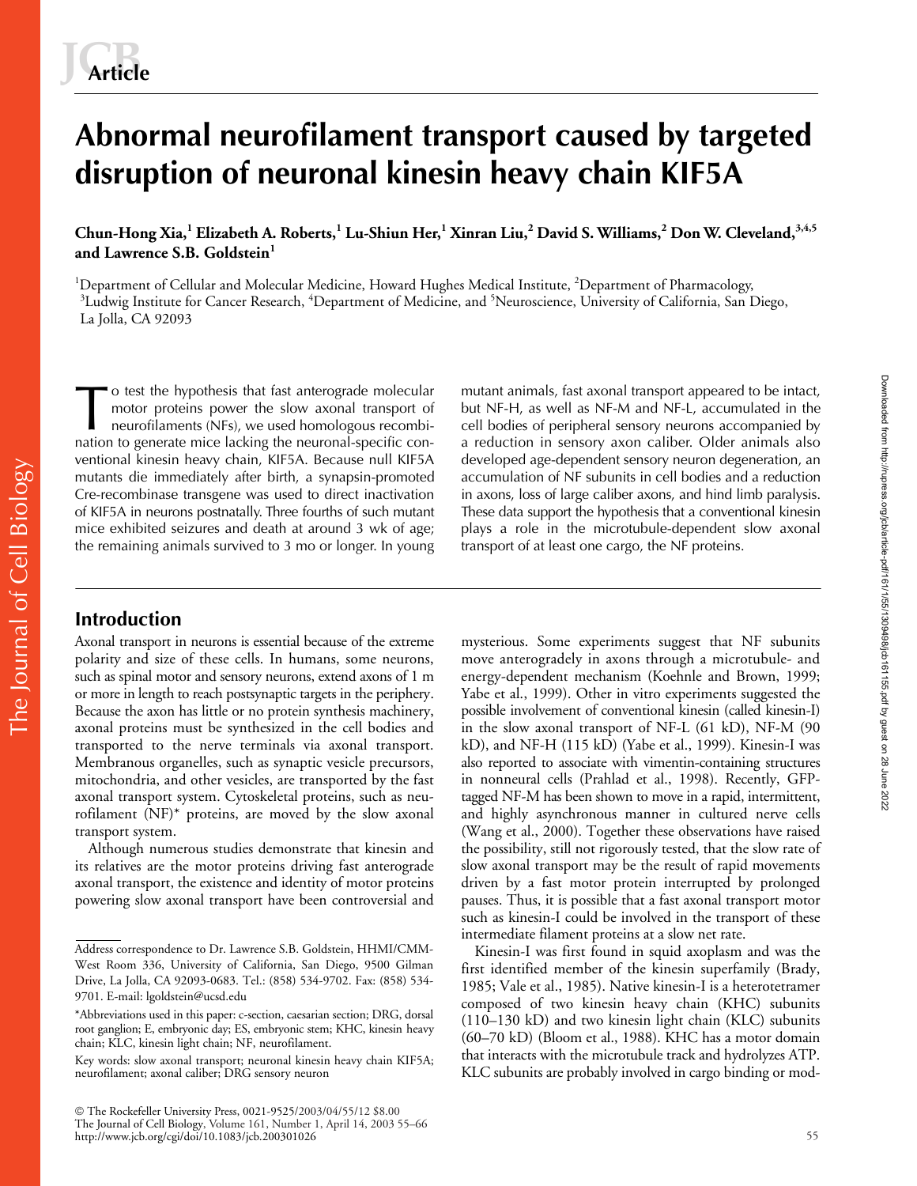# Abnormal neurofilament transport caused by targeted disruption of neuronal kinesin heavy chain KIF5A

**Chun-Hong Xia,[1] Elizabeth A. Roberts,[1] Lu-Shiun Her,[1] Xinran Liu,[2] David S. Williams,[2] Don W. Cleveland,[3,4,5] and Lawrence S.B. Goldstein[1]**

[1]Department of Cellular and Molecular Medicine, Howard Hughes Medical Institute, [2]Department of Pharmacology, [3]Ludwig Institute for Cancer Research, [4]Department of Medicine, and [5]Neuroscience, University of California, San Diego, La Jolla, CA 92093

To test the hypothesis that fast anterograde molecular motor proteins power the slow axonal transport of neurofilaments (NFs), we used homologous recombination to generate mice lacking the neuronal-specific conventional kinesin heavy chain, KIF5A. Because null KIF5A mutants die immediately after birth, a synapsin-promoted Cre-recombinase transgene was used to direct inactivation of KIF5A in neurons postnatally. Three fourths of such mutant mice exhibited seizures and death at around 3 wk of age; the remaining animals survived to 3 mo or longer. In young mutant animals, fast axonal transport appeared to be intact, but NF-H, as well as NF-M and NF-L, accumulated in the cell bodies of peripheral sensory neurons accompanied by a reduction in sensory axon caliber. Older animals also developed age-dependent sensory neuron degeneration, an accumulation of NF subunits in cell bodies and a reduction in axons, loss of large caliber axons, and hind limb paralysis. These data support the hypothesis that a conventional kinesin plays a role in the microtubule-dependent slow axonal transport of at least one cargo, the NF proteins.

## Introduction

Axonal transport in neurons is essential because of the extreme polarity and size of these cells. In humans, some neurons, such as spinal motor and sensory neurons, extend axons of 1 m or more in length to reach postsynaptic targets in the periphery. Because the axon has little or no protein synthesis machinery, axonal proteins must be synthesized in the cell bodies and transported to the nerve terminals via axonal transport. Membranous organelles, such as synaptic vesicle precursors, mitochondria, and other vesicles, are transported by the fast axonal transport system. Cytoskeletal proteins, such as neurofilament (NF)* proteins, are moved by the slow axonal transport system.

Although numerous studies demonstrate that kinesin and its relatives are the motor proteins driving fast anterograde axonal transport, the existence and identity of motor proteins powering slow axonal transport have been controversial and mysterious. Some experiments suggest that NF subunits move anterogradely in axons through a microtubule- and energy-dependent mechanism (Koehnle and Brown, 1999; Yabe et al., 1999). Other in vitro experiments suggested the possible involvement of conventional kinesin (called kinesin-I) in the slow axonal transport of NF-L (61 kD), NF-M (90 kD), and NF-H (115 kD) (Yabe et al., 1999). Kinesin-I was also reported to associate with vimentin-containing structures in nonneural cells (Prahlad et al., 1998). Recently, GFP-tagged NF-M has been shown to move in a rapid, intermittent, and highly asynchronous manner in cultured nerve cells (Wang et al., 2000). Together these observations have raised the possibility, still not rigorously tested, that the slow rate of slow axonal transport may be the result of rapid movements driven by a fast motor protein interrupted by prolonged pauses. Thus, it is possible that a fast axonal transport motor such as kinesin-I could be involved in the transport of these intermediate filament proteins at a slow net rate.

Kinesin-I was first found in squid axoplasm and was the first identified member of the kinesin superfamily (Brady, 1985; Vale et al., 1985). Native kinesin-I is a heterotetramer composed of two kinesin heavy chain (KHC) subunits (110–130 kD) and two kinesin light chain (KLC) subunits (60–70 kD) (Bloom et al., 1988). KHC has a motor domain that interacts with the microtubule track and hydrolyzes ATP. KLC subunits are probably involved in cargo binding or mod-

Address correspondence to Dr. Lawrence S.B. Goldstein, HHMI/CMM-West Room 336, University of California, San Diego, 9500 Gilman Drive, La Jolla, CA 92093-0683. Tel.: (858) 534-9702. Fax: (858) 534-9701. E-mail: lgoldstein@ucsd.edu

*Abbreviations used in this paper: c-section, caesarian section; DRG, dorsal root ganglion; E, embryonic day; ES, embryonic stem; KHC, kinesin heavy chain; KLC, kinesin light chain; NF, neurofilament.

Key words: slow axonal transport; neuronal kinesin heavy chain KIF5A; neurofilament; axonal caliber; DRG sensory neuron

© The Rockefeller University Press, 0021-9525/2003/04/55/12 $8.00
The Journal of Cell Biology, Volume 161, Number 1, April 14, 2003 55–66
http://www.jcb.org/cgi/doi/10.1083/jcb.200301026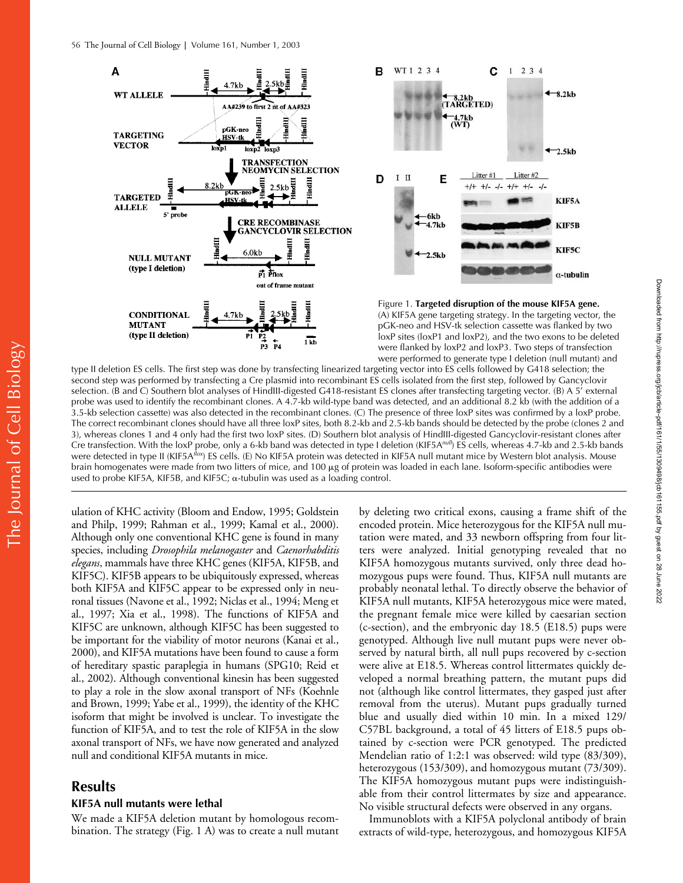Figure 1. **Targeted disruption of the mouse KIF5A gene.** (A) KIF5A gene targeting strategy. In the targeting vector, the pGK-neo and HSV-tk selection cassette was flanked by two loxP sites (loxP1 and loxP2), and the two exons to be deleted were flanked by loxP2 and loxP3. Two steps of transfection were performed to generate type I deletion (null mutant) and type II deletion ES cells. The first step was done by transfecting linearized targeting vector into ES cells followed by G418 selection; the second step was performed by transfecting a Cre plasmid into recombinant ES cells isolated from the first step, followed by Gancyclovir selection. (B and C) Southern blot analyses of HindIII-digested G418-resistant ES clones after transfecting targeting vector. (B) A 5′ external probe was used to identify the recombinant clones. A 4.7-kb wild-type band was detected, and an additional 8.2 kb (with the addition of a 3.5-kb selection cassette) was also detected in the recombinant clones. (C) The presence of three loxP sites was confirmed by a loxP probe. The correct recombinant clones should have all three loxP sites, both 8.2-kb and 2.5-kb bands should be detected by the probe (clones 2 and 3), whereas clones 1 and 4 only had the first two loxP sites. (D) Southern blot analysis of HindIII-digested Gancyclovir-resistant clones after Cre transfection. With the loxP probe, only a 6-kb band was detected in type I deletion (KIF5A$^{null}$) ES cells, whereas 4.7-kb and 2.5-kb bands were detected in type II (KIF5A$^{flox}$) ES cells. (E) No KIF5A protein was detected in KIF5A null mutant mice by Western blot analysis. Mouse brain homogenates were made from two litters of mice, and 100 μg of protein was loaded in each lane. Isoform-specific antibodies were used to probe KIF5A, KIF5B, and KIF5C; α-tubulin was used as a loading control.

ulation of KHC activity (Bloom and Endow, 1995; Goldstein and Philp, 1999; Rahman et al., 1999; Kamal et al., 2000). Although only one conventional KHC gene is found in many species, including *Drosophila melanogaster* and *Caenorhabditis elegans*, mammals have three KHC genes (KIF5A, KIF5B, and KIF5C). KIF5B appears to be ubiquitously expressed, whereas both KIF5A and KIF5C appear to be expressed only in neuronal tissues (Navone et al., 1992; Niclas et al., 1994; Meng et al., 1997; Xia et al., 1998). The functions of KIF5A and KIF5C are unknown, although KIF5C has been suggested to be important for the viability of motor neurons (Kanai et al., 2000), and KIF5A mutations have been found to cause a form of hereditary spastic paraplegia in humans (SPG10; Reid et al., 2002). Although conventional kinesin has been suggested to play a role in the slow axonal transport of NFs (Koehnle and Brown, 1999; Yabe et al., 1999), the identity of the KHC isoform that might be involved is unclear. To investigate the function of KIF5A, and to test the role of KIF5A in the slow axonal transport of NFs, we have now generated and analyzed null and conditional KIF5A mutants in mice.

## Results

### KIF5A null mutants were lethal

We made a KIF5A deletion mutant by homologous recombination. The strategy (Fig. 1 A) was to create a null mutant by deleting two critical exons, causing a frame shift of the encoded protein. Mice heterozygous for the KIF5A null mutation were mated, and 33 newborn offspring from four litters were analyzed. Initial genotyping revealed that no KIF5A homozygous mutants survived, only three dead homozygous pups were found. Thus, KIF5A null mutants are probably neonatal lethal. To directly observe the behavior of KIF5A null mutants, KIF5A heterozygous mice were mated, the pregnant female mice were killed by caesarian section (c-section), and the embryonic day 18.5 (E18.5) pups were genotyped. Although live null mutant pups were never observed by natural birth, all null pups recovered by c-section were alive at E18.5. Whereas control littermates quickly developed a normal breathing pattern, the mutant pups did not (although like control littermates, they gasped just after removal from the uterus). Mutant pups gradually turned blue and usually died within 10 min. In a mixed 129/C57BL background, a total of 45 litters of E18.5 pups obtained by c-section were PCR genotyped. The predicted Mendelian ratio of 1:2:1 was observed: wild type (83/309), heterozygous (153/309), and homozygous mutant (73/309). The KIF5A homozygous mutant pups were indistinguishable from their control littermates by size and appearance. No visible structural defects were observed in any organs.

Immunoblots with a KIF5A polyclonal antibody of brain extracts of wild-type, heterozygous, and homozygous KIF5A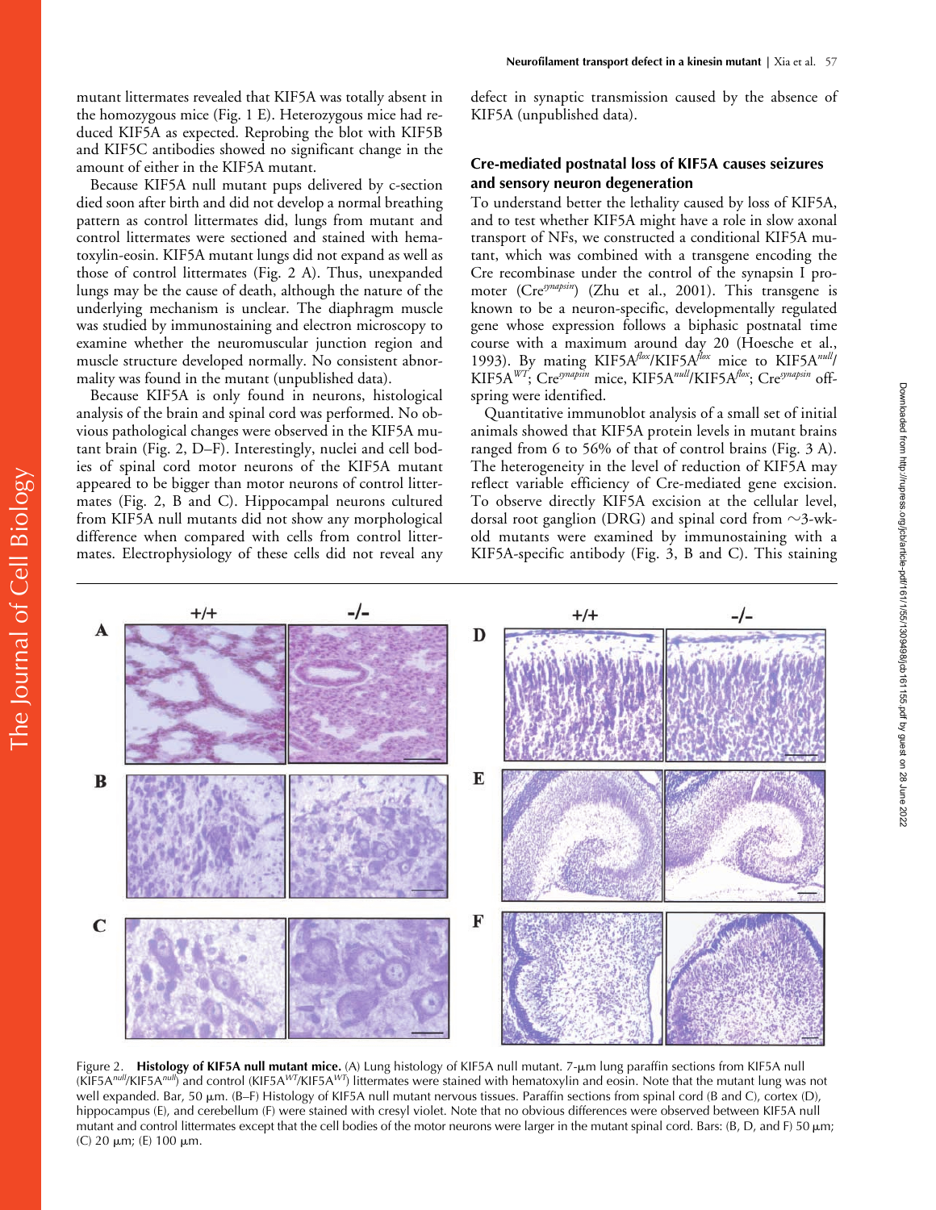mutant littermates revealed that KIF5A was totally absent in the homozygous mice (Fig. 1 E). Heterozygous mice had reduced KIF5A as expected. Reprobing the blot with KIF5B and KIF5C antibodies showed no significant change in the amount of either in the KIF5A mutant.

Because KIF5A null mutant pups delivered by c-section died soon after birth and did not develop a normal breathing pattern as control littermates did, lungs from mutant and control littermates were sectioned and stained with hematoxylin-eosin. KIF5A mutant lungs did not expand as well as those of control littermates (Fig. 2 A). Thus, unexpanded lungs may be the cause of death, although the nature of the underlying mechanism is unclear. The diaphragm muscle was studied by immunostaining and electron microscopy to examine whether the neuromuscular junction region and muscle structure developed normally. No consistent abnormality was found in the mutant (unpublished data).

Because KIF5A is only found in neurons, histological analysis of the brain and spinal cord was performed. No obvious pathological changes were observed in the KIF5A mutant brain (Fig. 2, D–F). Interestingly, nuclei and cell bodies of spinal cord motor neurons of the KIF5A mutant appeared to be bigger than motor neurons of control littermates (Fig. 2, B and C). Hippocampal neurons cultured from KIF5A null mutants did not show any morphological difference when compared with cells from control littermates. Electrophysiology of these cells did not reveal any defect in synaptic transmission caused by the absence of KIF5A (unpublished data).

## Cre-mediated postnatal loss of KIF5A causes seizures and sensory neuron degeneration

To understand better the lethality caused by loss of KIF5A, and to test whether KIF5A might have a role in slow axonal transport of NFs, we constructed a conditional KIF5A mutant, which was combined with a transgene encoding the Cre recombinase under the control of the synapsin I promoter ($Cre^{synapsin}$) (Zhu et al., 2001). This transgene is known to be a neuron-specific, developmentally regulated gene whose expression follows a biphasic postnatal time course with a maximum around day 20 (Hoesche et al., 1993). By mating $KIF5A^{flox}/KIF5A^{flox}$ mice to $KIF5A^{null}/KIF5A^{WT}$; $Cre^{synapsin}$ mice, $KIF5A^{null}/KIF5A^{flox}$; $Cre^{synapsin}$ offspring were identified.

Quantitative immunoblot analysis of a small set of initial animals showed that KIF5A protein levels in mutant brains ranged from 6 to 56% of that of control brains (Fig. 3 A). The heterogeneity in the level of reduction of KIF5A may reflect variable efficiency of Cre-mediated gene excision. To observe directly KIF5A excision at the cellular level, dorsal root ganglion (DRG) and spinal cord from ∼3-wk-old mutants were examined by immunostaining with a KIF5A-specific antibody (Fig. 3, B and C). This staining

Figure 2. **Histology of KIF5A null mutant mice.** (A) Lung histology of KIF5A null mutant. 7-μm lung paraffin sections from KIF5A null ($KIF5A^{null}/KIF5A^{null}$) and control ($KIF5A^{WT}/KIF5A^{WT}$) littermates were stained with hematoxylin and eosin. Note that the mutant lung was not well expanded. Bar, 50 μm. (B–F) Histology of KIF5A null mutant nervous tissues. Paraffin sections from spinal cord (B and C), cortex (D), hippocampus (E), and cerebellum (F) were stained with cresyl violet. Note that no obvious differences were observed between KIF5A null mutant and control littermates except that the cell bodies of the motor neurons were larger in the mutant spinal cord. Bars: (B, D, and F) 50 μm; (C) 20 μm; (E) 100 μm.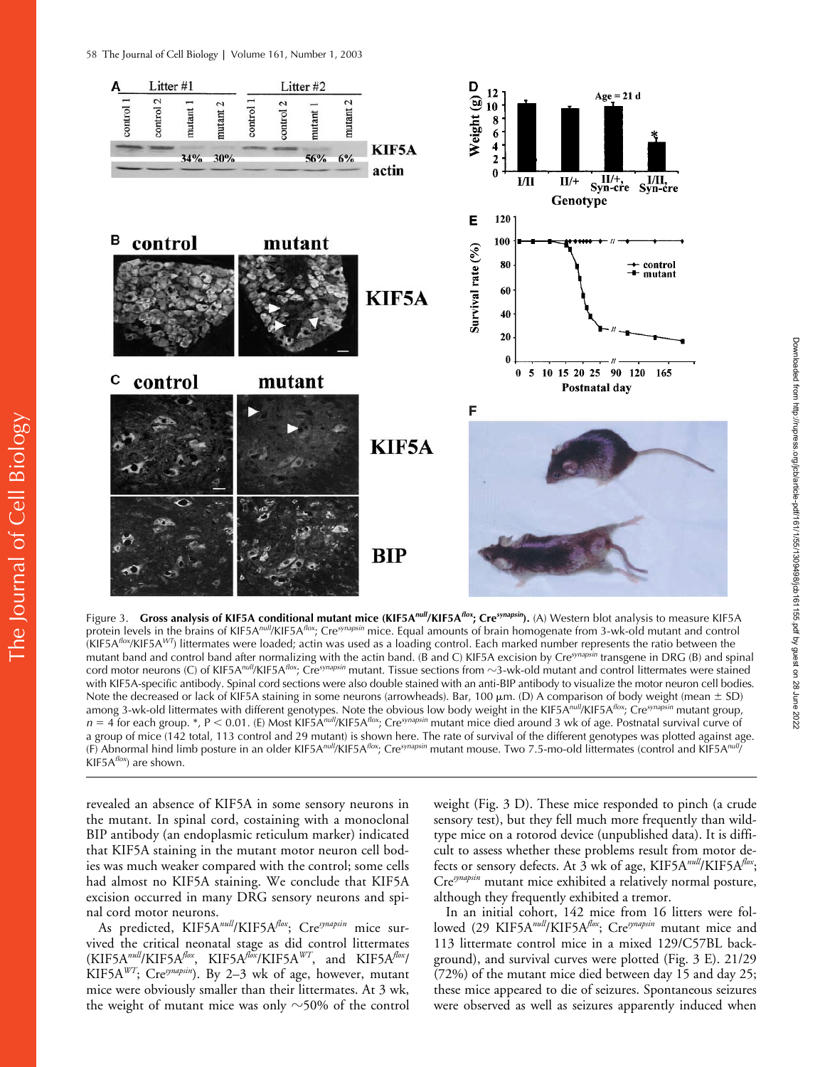Figure 3. **Gross analysis of KIF5A conditional mutant mice (KIF5A$^{null}$/KIF5A$^{flox}$; Cre$^{synapsin}$).** (A) Western blot analysis to measure KIF5A protein levels in the brains of KIF5A$^{null}$/KIF5A$^{flox}$; Cre$^{synapsin}$ mice. Equal amounts of brain homogenate from 3-wk-old mutant and control (KIF5A$^{flox}$/KIF5A$^{WT}$) littermates were loaded; actin was used as a loading control. Each marked number represents the ratio between the mutant band and control band after normalizing with the actin band. (B and C) KIF5A excision by Cre$^{synapsin}$ transgene in DRG (B) and spinal cord motor neurons (C) of KIF5A$^{null}$/KIF5A$^{flox}$; Cre$^{synapsin}$ mutant. Tissue sections from ~3-wk-old mutant and control littermates were stained with KIF5A-specific antibody. Spinal cord sections were also double stained with an anti-BIP antibody to visualize the motor neuron cell bodies. Note the decreased or lack of KIF5A staining in some neurons (arrowheads). Bar, 100 μm. (D) A comparison of body weight (mean ± SD) among 3-wk-old littermates with different genotypes. Note the obvious low body weight in the KIF5A$^{null}$/KIF5A$^{flox}$; Cre$^{synapsin}$ mutant group, $n = 4$ for each group. *, $P < 0.01$. (E) Most KIF5A$^{null}$/KIF5A$^{flox}$; Cre$^{synapsin}$ mutant mice died around 3 wk of age. Postnatal survival curve of a group of mice (142 total, 113 control and 29 mutant) is shown here. The rate of survival of the different genotypes was plotted against age. (F) Abnormal hind limb posture in an older KIF5A$^{null}$/KIF5A$^{flox}$; Cre$^{synapsin}$ mutant mouse. Two 7.5-mo-old littermates (control and KIF5A$^{null}$/KIF5A$^{flox}$) are shown.

revealed an absence of KIF5A in some sensory neurons in the mutant. In spinal cord, costaining with a monoclonal BIP antibody (an endoplasmic reticulum marker) indicated that KIF5A staining in the mutant motor neuron cell bodies was much weaker compared with the control; some cells had almost no KIF5A staining. We conclude that KIF5A excision occurred in many DRG sensory neurons and spinal cord motor neurons.

As predicted, KIF5A$^{null}$/KIF5A$^{flox}$; Cre$^{synapsin}$ mice survived the critical neonatal stage as did control littermates (KIF5A$^{null}$/KIF5A$^{flox}$, KIF5A$^{flox}$/KIF5A$^{WT}$, and KIF5A$^{flox}$/KIF5A$^{WT}$; Cre$^{synapsin}$). By 2–3 wk of age, however, mutant mice were obviously smaller than their littermates. At 3 wk, the weight of mutant mice was only ~50% of the control weight (Fig. 3 D). These mice responded to pinch (a crude sensory test), but they fell much more frequently than wild-type mice on a rotorod device (unpublished data). It is difficult to assess whether these problems result from motor defects or sensory defects. At 3 wk of age, KIF5A$^{null}$/KIF5A$^{flox}$; Cre$^{synapsin}$ mutant mice exhibited a relatively normal posture, although they frequently exhibited a tremor.

In an initial cohort, 142 mice from 16 litters were followed (29 KIF5A$^{null}$/KIF5A$^{flox}$; Cre$^{synapsin}$ mutant mice and 113 littermate control mice in a mixed 129/C57BL background), and survival curves were plotted (Fig. 3 E). 21/29 (72%) of the mutant mice died between day 15 and day 25; these mice appeared to die of seizures. Spontaneous seizures were observed as well as seizures apparently induced when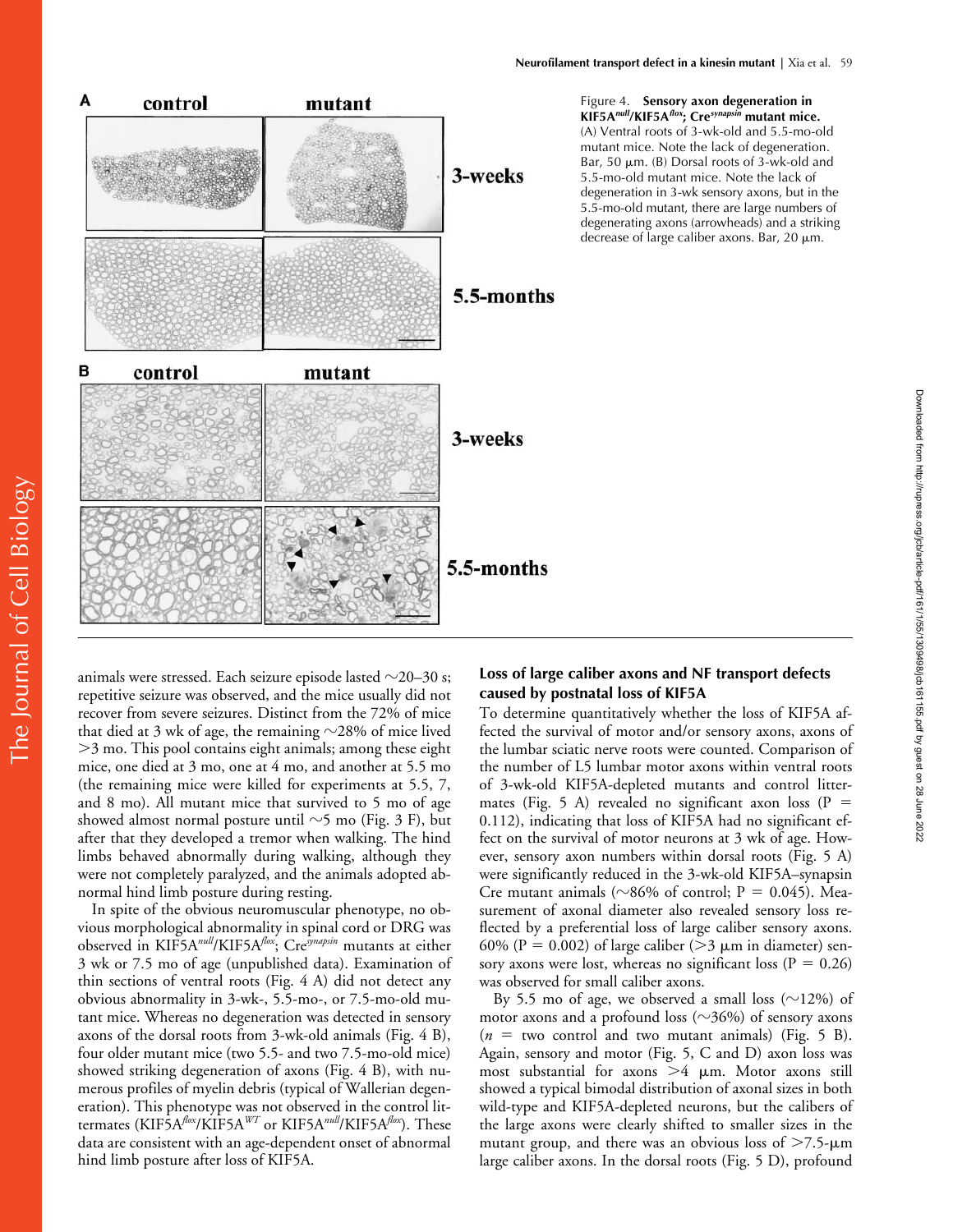Figure 4. **Sensory axon degeneration in KIF5A$^{null}$/KIF5A$^{flox}$; Cre$^{synapsin}$ mutant mice.** (A) Ventral roots of 3-wk-old and 5.5-mo-old mutant mice. Note the lack of degeneration. Bar, 50 μm. (B) Dorsal roots of 3-wk-old and 5.5-mo-old mutant mice. Note the lack of degeneration in 3-wk sensory axons, but in the 5.5-mo-old mutant, there are large numbers of degenerating axons (arrowheads) and a striking decrease of large caliber axons. Bar, 20 μm.

animals were stressed. Each seizure episode lasted ~20–30 s; repetitive seizure was observed, and the mice usually did not recover from severe seizures. Distinct from the 72% of mice that died at 3 wk of age, the remaining ~28% of mice lived >3 mo. This pool contains eight animals; among these eight mice, one died at 3 mo, one at 4 mo, and another at 5.5 mo (the remaining mice were killed for experiments at 5.5, 7, and 8 mo). All mutant mice that survived to 5 mo of age showed almost normal posture until ~5 mo (Fig. 3 F), but after that they developed a tremor when walking. The hind limbs behaved abnormally during walking, although they were not completely paralyzed, and the animals adopted abnormal hind limb posture during resting.

In spite of the obvious neuromuscular phenotype, no obvious morphological abnormality in spinal cord or DRG was observed in KIF5A$^{null}$/KIF5A$^{flox}$; Cre$^{synapsin}$ mutants at either 3 wk or 7.5 mo of age (unpublished data). Examination of thin sections of ventral roots (Fig. 4 A) did not detect any obvious abnormality in 3-wk-, 5.5-mo-, or 7.5-mo-old mutant mice. Whereas no degeneration was detected in sensory axons of the dorsal roots from 3-wk-old animals (Fig. 4 B), four older mutant mice (two 5.5- and two 7.5-mo-old mice) showed striking degeneration of axons (Fig. 4 B), with numerous profiles of myelin debris (typical of Wallerian degeneration). This phenotype was not observed in the control littermates (KIF5A$^{flox}$/KIF5A$^{WT}$ or KIF5A$^{null}$/KIF5A$^{flox}$). These data are consistent with an age-dependent onset of abnormal hind limb posture after loss of KIF5A.

## Loss of large caliber axons and NF transport defects caused by postnatal loss of KIF5A

To determine quantitatively whether the loss of KIF5A affected the survival of motor and/or sensory axons, axons of the lumbar sciatic nerve roots were counted. Comparison of the number of L5 lumbar motor axons within ventral roots of 3-wk-old KIF5A-depleted mutants and control littermates (Fig. 5 A) revealed no significant axon loss ($P = 0.112$), indicating that loss of KIF5A had no significant effect on the survival of motor neurons at 3 wk of age. However, sensory axon numbers within dorsal roots (Fig. 5 A) were significantly reduced in the 3-wk-old KIF5A–synapsin Cre mutant animals (~86% of control; $P = 0.045$). Measurement of axonal diameter also revealed sensory loss reflected by a preferential loss of large caliber sensory axons. 60% ($P = 0.002$) of large caliber (>3 μm in diameter) sensory axons were lost, whereas no significant loss ($P = 0.26$) was observed for small caliber axons.

By 5.5 mo of age, we observed a small loss (~12%) of motor axons and a profound loss (~36%) of sensory axons ($n$ = two control and two mutant animals) (Fig. 5 B). Again, sensory and motor (Fig. 5, C and D) axon loss was most substantial for axons >4 μm. Motor axons still showed a typical bimodal distribution of axonal sizes in both wild-type and KIF5A-depleted neurons, but the calibers of the large axons were clearly shifted to smaller sizes in the mutant group, and there was an obvious loss of >7.5-μm large caliber axons. In the dorsal roots (Fig. 5 D), profound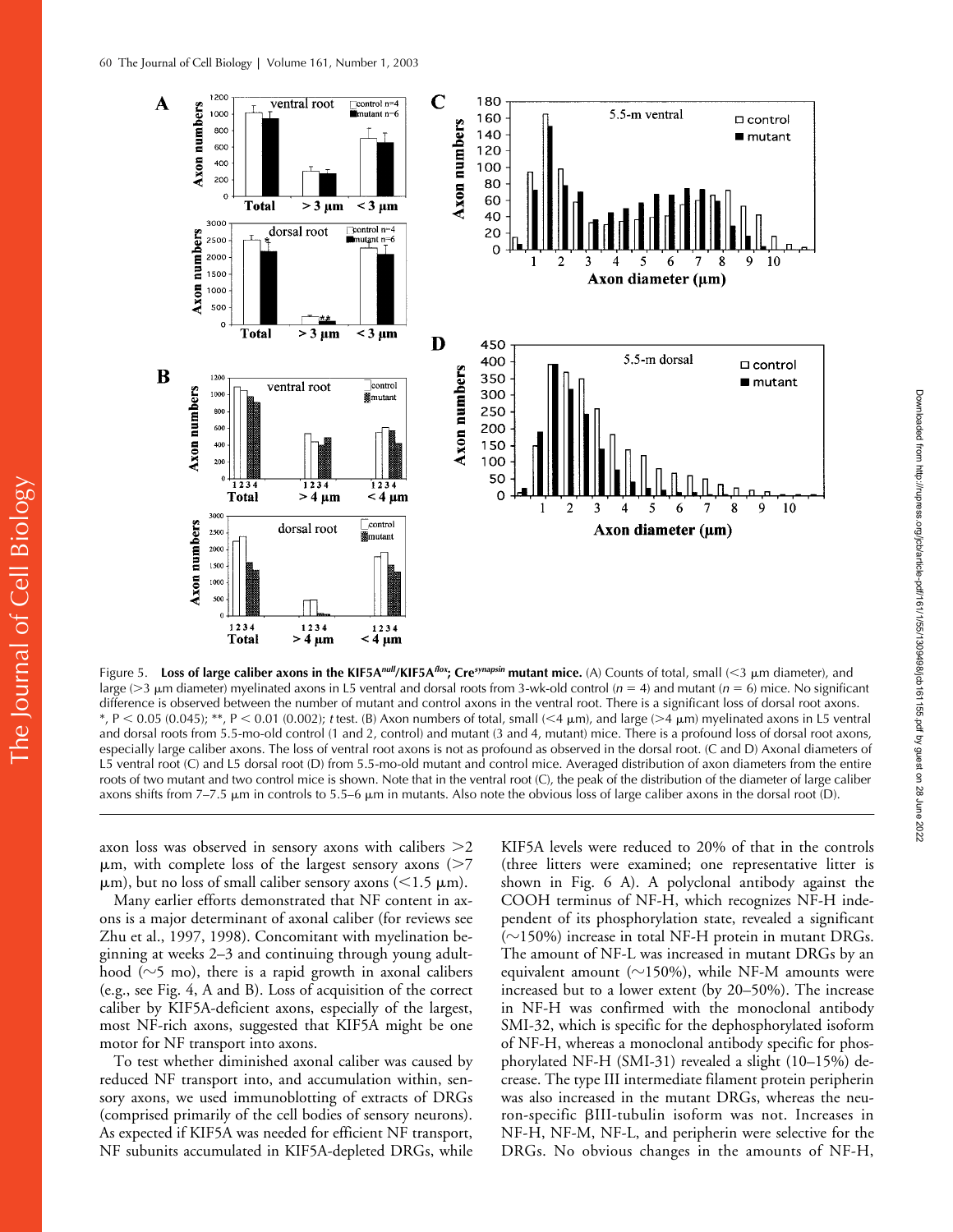Figure 5. **Loss of large caliber axons in the KIF5A$^{null}$/KIF5A$^{flox}$; Cre$^{synapsin}$ mutant mice.** (A) Counts of total, small (<3 μm diameter), and large (>3 μm diameter) myelinated axons in L5 ventral and dorsal roots from 3-wk-old control ($n$ = 4) and mutant ($n$ = 6) mice. No significant difference is observed between the number of mutant and control axons in the ventral root. There is a significant loss of dorsal root axons. *, $P < 0.05$ (0.045); **, $P < 0.01$ (0.002); $t$ test. (B) Axon numbers of total, small (<4 μm), and large (>4 μm) myelinated axons in L5 ventral and dorsal roots from 5.5-mo-old control (1 and 2, control) and mutant (3 and 4, mutant) mice. There is a profound loss of dorsal root axons, especially large caliber axons. The loss of ventral root axons is not as profound as observed in the dorsal root. (C and D) Axonal diameters of L5 ventral root (C) and L5 dorsal root (D) from 5.5-mo-old mutant and control mice. Averaged distribution of axon diameters from the entire roots of two mutant and two control mice is shown. Note that in the ventral root (C), the peak of the distribution of the diameter of large caliber axons shifts from 7–7.5 μm in controls to 5.5–6 μm in mutants. Also note the obvious loss of large caliber axons in the dorsal root (D).

axon loss was observed in sensory axons with calibers >2 μm, with complete loss of the largest sensory axons (>7 μm), but no loss of small caliber sensory axons (<1.5 μm).

Many earlier efforts demonstrated that NF content in axons is a major determinant of axonal caliber (for reviews see Zhu et al., 1997, 1998). Concomitant with myelination beginning at weeks 2–3 and continuing through young adulthood (~5 mo), there is a rapid growth in axonal calibers (e.g., see Fig. 4, A and B). Loss of acquisition of the correct caliber by KIF5A-deficient axons, especially of the largest, most NF-rich axons, suggested that KIF5A might be one motor for NF transport into axons.

To test whether diminished axonal caliber was caused by reduced NF transport into, and accumulation within, sensory axons, we used immunoblotting of extracts of DRGs (comprised primarily of the cell bodies of sensory neurons). As expected if KIF5A was needed for efficient NF transport, NF subunits accumulated in KIF5A-depleted DRGs, while KIF5A levels were reduced to 20% of that in the controls (three litters were examined; one representative litter is shown in Fig. 6 A). A polyclonal antibody against the COOH terminus of NF-H, which recognizes NF-H independent of its phosphorylation state, revealed a significant (~150%) increase in total NF-H protein in mutant DRGs. The amount of NF-L was increased in mutant DRGs by an equivalent amount (~150%), while NF-M amounts were increased but to a lower extent (by 20–50%). The increase in NF-H was confirmed with the monoclonal antibody SMI-32, which is specific for the dephosphorylated isoform of NF-H, whereas a monoclonal antibody specific for phosphorylated NF-H (SMI-31) revealed a slight (10–15%) decrease. The type III intermediate filament protein peripherin was also increased in the mutant DRGs, whereas the neuron-specific βIII-tubulin isoform was not. Increases in NF-H, NF-M, NF-L, and peripherin were selective for the DRGs. No obvious changes in the amounts of NF-H,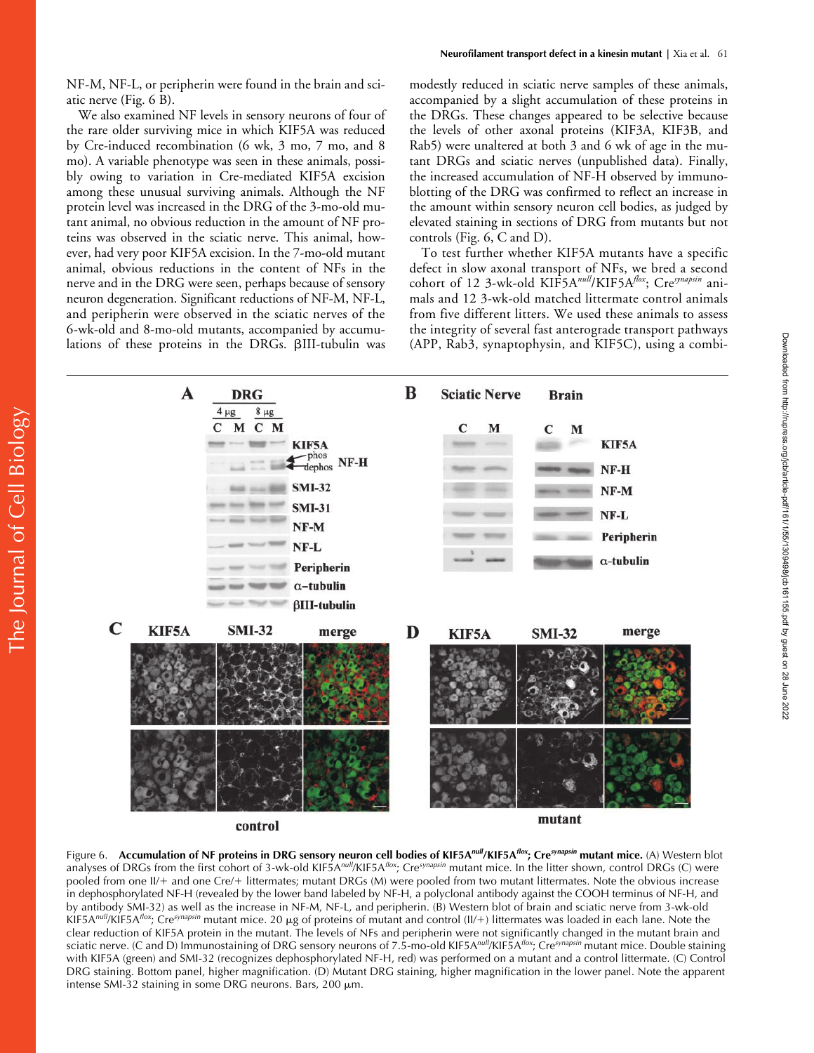NF-M, NF-L, or peripherin were found in the brain and sciatic nerve (Fig. 6 B).

We also examined NF levels in sensory neurons of four of the rare older surviving mice in which KIF5A was reduced by Cre-induced recombination (6 wk, 3 mo, 7 mo, and 8 mo). A variable phenotype was seen in these animals, possibly owing to variation in Cre-mediated KIF5A excision among these unusual surviving animals. Although the NF protein level was increased in the DRG of the 3-mo-old mutant animal, no obvious reduction in the amount of NF proteins was observed in the sciatic nerve. This animal, however, had very poor KIF5A excision. In the 7-mo-old mutant animal, obvious reductions in the content of NFs in the nerve and in the DRG were seen, perhaps because of sensory neuron degeneration. Significant reductions of NF-M, NF-L, and peripherin were observed in the sciatic nerves of the 6-wk-old and 8-mo-old mutants, accompanied by accumulations of these proteins in the DRGs. βIII-tubulin was modestly reduced in sciatic nerve samples of these animals, accompanied by a slight accumulation of these proteins in the DRGs. These changes appeared to be selective because the levels of other axonal proteins (KIF3A, KIF3B, and Rab5) were unaltered at both 3 and 6 wk of age in the mutant DRGs and sciatic nerves (unpublished data). Finally, the increased accumulation of NF-H observed by immunoblotting of the DRG was confirmed to reflect an increase in the amount within sensory neuron cell bodies, as judged by elevated staining in sections of DRG from mutants but not controls (Fig. 6, C and D).

To test further whether KIF5A mutants have a specific defect in slow axonal transport of NFs, we bred a second cohort of 12 3-wk-old KIF5A$^{null}$/KIF5A$^{flox}$; Cre$^{synapsin}$ animals and 12 3-wk-old matched littermate control animals from five different litters. We used these animals to assess the integrity of several fast anterograde transport pathways (APP, Rab3, synaptophysin, and KIF5C), using a combi-

Figure 6. **Accumulation of NF proteins in DRG sensory neuron cell bodies of KIF5A$^{null}$/KIF5A$^{flox}$; Cre$^{synapsin}$ mutant mice.** (A) Western blot analyses of DRGs from the first cohort of 3-wk-old KIF5A$^{null}$/KIF5A$^{flox}$; Cre$^{synapsin}$ mutant mice. In the litter shown, control DRGs (C) were pooled from one ll/+ and one Cre/+ littermates; mutant DRGs (M) were pooled from two mutant littermates. Note the obvious increase in dephosphorylated NF-H (revealed by the lower band labeled by NF-H, a polyclonal antibody against the COOH terminus of NF-H, and by antibody SMI-32) as well as the increase in NF-M, NF-L, and peripherin. (B) Western blot of brain and sciatic nerve from 3-wk-old KIF5A$^{null}$/KIF5A$^{flox}$; Cre$^{synapsin}$ mutant mice. 20 μg of proteins of mutant and control (ll/+) littermates was loaded in each lane. Note the clear reduction of KIF5A protein in the mutant. The levels of NFs and peripherin were not significantly changed in the mutant brain and sciatic nerve. (C and D) Immunostaining of DRG sensory neurons of 7.5-mo-old KIF5A$^{null}$/KIF5A$^{flox}$; Cre$^{synapsin}$ mutant mice. Double staining with KIF5A (green) and SMI-32 (recognizes dephosphorylated NF-H, red) was performed on a mutant and a control littermate. (C) Control DRG staining. Bottom panel, higher magnification. (D) Mutant DRG staining, higher magnification in the lower panel. Note the apparent intense SMI-32 staining in some DRG neurons. Bars, 200 μm.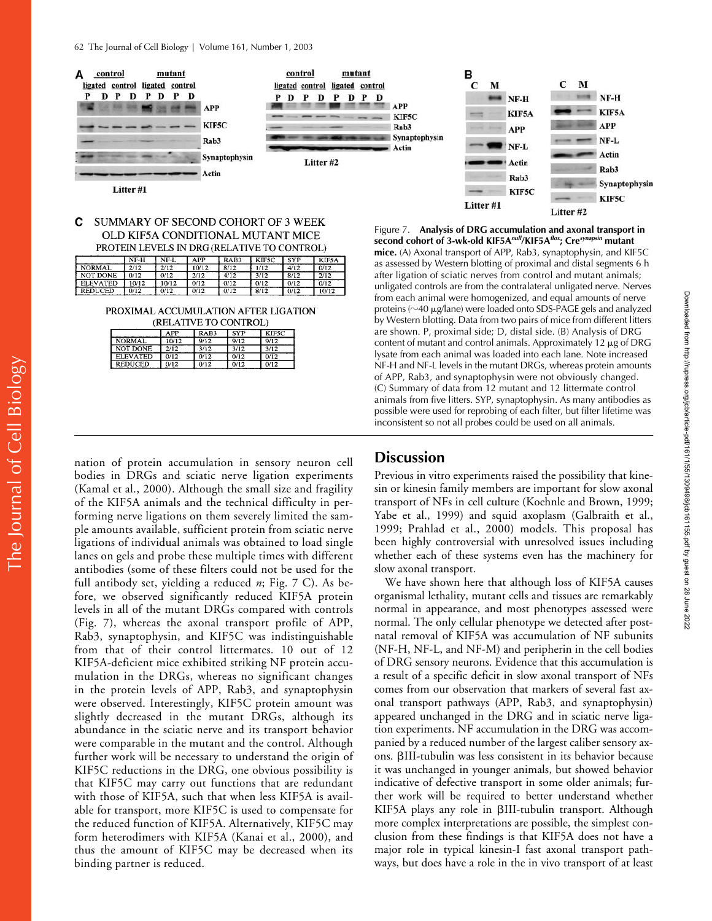C SUMMARY OF SECOND COHORT OF 3 WEEK OLD KIF5A CONDITIONAL MUTANT MICE

PROTEIN LEVELS IN DRG (RELATIVE TO CONTROL)

| | NF-H | NF-L | APP | RAB3 | KIF5C | SYP | KIF5A |
|---|---|---|---|---|---|---|---|
| NORMAL | 2/12 | 2/12 | 10/12 | 8/12 | 1/12 | 4/12 | 0/12 |
| NOT DONE | 0/12 | 0/12 | 2/12 | 4/12 | 3/12 | 8/12 | 2/12 |
| ELEVATED | 10/12 | 10/12 | 0/12 | 0/12 | 0/12 | 0/12 | 0/12 |
| REDUCED | 0/12 | 0/12 | 0/12 | 0/12 | 8/12 | 0/12 | 10/12 |

PROXIMAL ACCUMULATION AFTER LIGATION (RELATIVE TO CONTROL)

| | APP | RAB3 | SYP | KIF5C |
|---|---|---|---|---|
| NORMAL | 10/12 | 9/12 | 9/12 | 9/12 |
| NOT DONE | 2/12 | 3/12 | 3/12 | 3/12 |
| ELEVATED | 0/12 | 0/12 | 0/12 | 0/12 |
| REDUCED | 0/12 | 0/12 | 0/12 | 0/12 |

Figure 7. **Analysis of DRG accumulation and axonal transport in second cohort of 3-wk-old KIF5A$^{null}$/KIF5A$^{flox}$; Cre$^{synapsin}$ mutant mice.** (A) Axonal transport of APP, Rab3, synaptophysin, and KIF5C as assessed by Western blotting of proximal and distal segments 6 h after ligation of sciatic nerves from control and mutant animals; unligated controls are from the contralateral unligated nerve. Nerves from each animal were homogenized, and equal amounts of nerve proteins (~40 μg/lane) were loaded onto SDS-PAGE gels and analyzed by Western blotting. Data from two pairs of mice from different litters are shown. P, proximal side; D, distal side. (B) Analysis of DRG content of mutant and control animals. Approximately 12 μg of DRG lysate from each animal was loaded into each lane. Note increased NF-H and NF-L levels in the mutant DRGs, whereas protein amounts of APP, Rab3, and synaptophysin were not obviously changed. (C) Summary of data from 12 mutant and 12 littermate control animals from five litters. SYP, synaptophysin. As many antibodies as possible were used for reprobing of each filter, but filter lifetime was inconsistent so not all probes could be used on all animals.

nation of protein accumulation in sensory neuron cell bodies in DRGs and sciatic nerve ligation experiments (Kamal et al., 2000). Although the small size and fragility of the KIF5A animals and the technical difficulty in performing nerve ligations on them severely limited the sample amounts available, sufficient protein from sciatic nerve ligations of individual animals was obtained to load single lanes on gels and probe these multiple times with different antibodies (some of these filters could not be used for the full antibody set, yielding a reduced n; Fig. 7 C). As before, we observed significantly reduced KIF5A protein levels in all of the mutant DRGs compared with controls (Fig. 7), whereas the axonal transport profile of APP, Rab3, synaptophysin, and KIF5C was indistinguishable from that of their control littermates. 10 out of 12 KIF5A-deficient mice exhibited striking NF protein accumulation in the DRGs, whereas no significant changes in the protein levels of APP, Rab3, and synaptophysin were observed. Interestingly, KIF5C protein amount was slightly decreased in the mutant DRGs, although its abundance in the sciatic nerve and its transport behavior were comparable in the mutant and the control. Although further work will be necessary to understand the origin of KIF5C reductions in the DRG, one obvious possibility is that KIF5C may carry out functions that are redundant with those of KIF5A, such that when less KIF5A is available for transport, more KIF5C is used to compensate for the reduced function of KIF5A. Alternatively, KIF5C may form heterodimers with KIF5A (Kanai et al., 2000), and thus the amount of KIF5C may be decreased when its binding partner is reduced.

## Discussion

Previous in vitro experiments raised the possibility that kinesin or kinesin family members are important for slow axonal transport of NFs in cell culture (Koehnle and Brown, 1999; Yabe et al., 1999) and squid axoplasm (Galbraith et al., 1999; Prahlad et al., 2000) models. This proposal has been highly controversial with unresolved issues including whether each of these systems even has the machinery for slow axonal transport.

We have shown here that although loss of KIF5A causes organismal lethality, mutant cells and tissues are remarkably normal in appearance, and most phenotypes assessed were normal. The only cellular phenotype we detected after postnatal removal of KIF5A was accumulation of NF subunits (NF-H, NF-L, and NF-M) and peripherin in the cell bodies of DRG sensory neurons. Evidence that this accumulation is a result of a specific deficit in slow axonal transport of NFs comes from our observation that markers of several fast axonal transport pathways (APP, Rab3, and synaptophysin) appeared unchanged in the DRG and in sciatic nerve ligation experiments. NF accumulation in the DRG was accompanied by a reduced number of the largest caliber sensory axons. βIII-tubulin was less consistent in its behavior because it was unchanged in younger animals, but showed behavior indicative of defective transport in some older animals; further work will be required to better understand whether KIF5A plays any role in βIII-tubulin transport. Although more complex interpretations are possible, the simplest conclusion from these findings is that KIF5A does not have a major role in typical kinesin-I fast axonal transport pathways, but does have a role in the in vivo transport of at least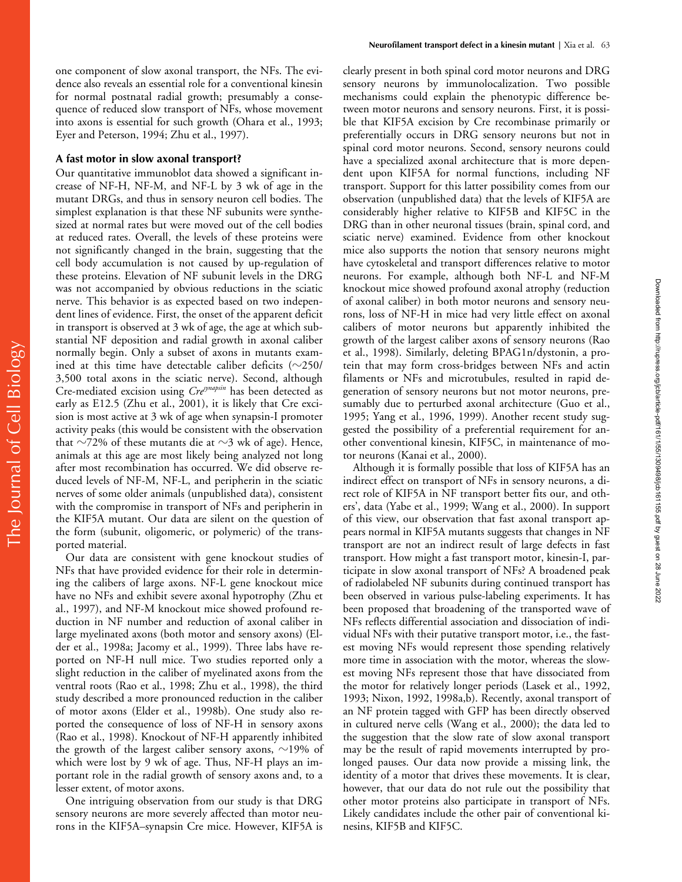one component of slow axonal transport, the NFs. The evidence also reveals an essential role for a conventional kinesin for normal postnatal radial growth; presumably a consequence of reduced slow transport of NFs, whose movement into axons is essential for such growth (Ohara et al., 1993; Eyer and Peterson, 1994; Zhu et al., 1997).

### A fast motor in slow axonal transport?

Our quantitative immunoblot data showed a significant increase of NF-H, NF-M, and NF-L by 3 wk of age in the mutant DRGs, and thus in sensory neuron cell bodies. The simplest explanation is that these NF subunits were synthesized at normal rates but were moved out of the cell bodies at reduced rates. Overall, the levels of these proteins were not significantly changed in the brain, suggesting that the cell body accumulation is not caused by up-regulation of these proteins. Elevation of NF subunit levels in the DRG was not accompanied by obvious reductions in the sciatic nerve. This behavior is as expected based on two independent lines of evidence. First, the onset of the apparent deficit in transport is observed at 3 wk of age, the age at which substantial NF deposition and radial growth in axonal caliber normally begin. Only a subset of axons in mutants examined at this time have detectable caliber deficits (~250/3,500 total axons in the sciatic nerve). Second, although Cre-mediated excision using *Cre^synapsin^* has been detected as early as E12.5 (Zhu et al., 2001), it is likely that Cre excision is most active at 3 wk of age when synapsin-I promoter activity peaks (this would be consistent with the observation that ~72% of these mutants die at ~3 wk of age). Hence, animals at this age are most likely being analyzed not long after most recombination has occurred. We did observe reduced levels of NF-M, NF-L, and peripherin in the sciatic nerves of some older animals (unpublished data), consistent with the compromise in transport of NFs and peripherin in the KIF5A mutant. Our data are silent on the question of the form (subunit, oligomeric, or polymeric) of the transported material.

Our data are consistent with gene knockout studies of NFs that have provided evidence for their role in determining the calibers of large axons. NF-L gene knockout mice have no NFs and exhibit severe axonal hypotrophy (Zhu et al., 1997), and NF-M knockout mice showed profound reduction in NF number and reduction of axonal caliber in large myelinated axons (both motor and sensory axons) (Elder et al., 1998a; Jacomy et al., 1999). Three labs have reported on NF-H null mice. Two studies reported only a slight reduction in the caliber of myelinated axons from the ventral roots (Rao et al., 1998; Zhu et al., 1998), the third study described a more pronounced reduction in the caliber of motor axons (Elder et al., 1998b). One study also reported the consequence of loss of NF-H in sensory axons (Rao et al., 1998). Knockout of NF-H apparently inhibited the growth of the largest caliber sensory axons, ~19% of which were lost by 9 wk of age. Thus, NF-H plays an important role in the radial growth of sensory axons and, to a lesser extent, of motor axons.

One intriguing observation from our study is that DRG sensory neurons are more severely affected than motor neurons in the KIF5A–synapsin Cre mice. However, KIF5A is clearly present in both spinal cord motor neurons and DRG sensory neurons by immunolocalization. Two possible mechanisms could explain the phenotypic difference between motor neurons and sensory neurons. First, it is possible that KIF5A excision by Cre recombinase primarily or preferentially occurs in DRG sensory neurons but not in spinal cord motor neurons. Second, sensory neurons could have a specialized axonal architecture that is more dependent upon KIF5A for normal functions, including NF transport. Support for this latter possibility comes from our observation (unpublished data) that the levels of KIF5A are considerably higher relative to KIF5B and KIF5C in the DRG than in other neuronal tissues (brain, spinal cord, and sciatic nerve) examined. Evidence from other knockout mice also supports the notion that sensory neurons might have cytoskeletal and transport differences relative to motor neurons. For example, although both NF-L and NF-M knockout mice showed profound axonal atrophy (reduction of axonal caliber) in both motor neurons and sensory neurons, loss of NF-H in mice had very little effect on axonal calibers of motor neurons but apparently inhibited the growth of the largest caliber axons of sensory neurons (Rao et al., 1998). Similarly, deleting BPAG1n/dystonin, a protein that may form cross-bridges between NFs and actin filaments or NFs and microtubules, resulted in rapid degeneration of sensory neurons but not motor neurons, presumably due to perturbed axonal architecture (Guo et al., 1995; Yang et al., 1996, 1999). Another recent study suggested the possibility of a preferential requirement for another conventional kinesin, KIF5C, in maintenance of motor neurons (Kanai et al., 2000).

Although it is formally possible that loss of KIF5A has an indirect effect on transport of NFs in sensory neurons, a direct role of KIF5A in NF transport better fits our, and others', data (Yabe et al., 1999; Wang et al., 2000). In support of this view, our observation that fast axonal transport appears normal in KIF5A mutants suggests that changes in NF transport are not an indirect result of large defects in fast transport. How might a fast transport motor, kinesin-I, participate in slow axonal transport of NFs? A broadened peak of radiolabeled NF subunits during continued transport has been observed in various pulse-labeling experiments. It has been proposed that broadening of the transported wave of NFs reflects differential association and dissociation of individual NFs with their putative transport motor, i.e., the fastest moving NFs would represent those spending relatively more time in association with the motor, whereas the slowest moving NFs represent those that have dissociated from the motor for relatively longer periods (Lasek et al., 1992, 1993; Nixon, 1992, 1998a,b). Recently, axonal transport of an NF protein tagged with GFP has been directly observed in cultured nerve cells (Wang et al., 2000); the data led to the suggestion that the slow rate of slow axonal transport may be the result of rapid movements interrupted by prolonged pauses. Our data now provide a missing link, the identity of a motor that drives these movements. It is clear, however, that our data do not rule out the possibility that other motor proteins also participate in transport of NFs. Likely candidates include the other pair of conventional kinesins, KIF5B and KIF5C.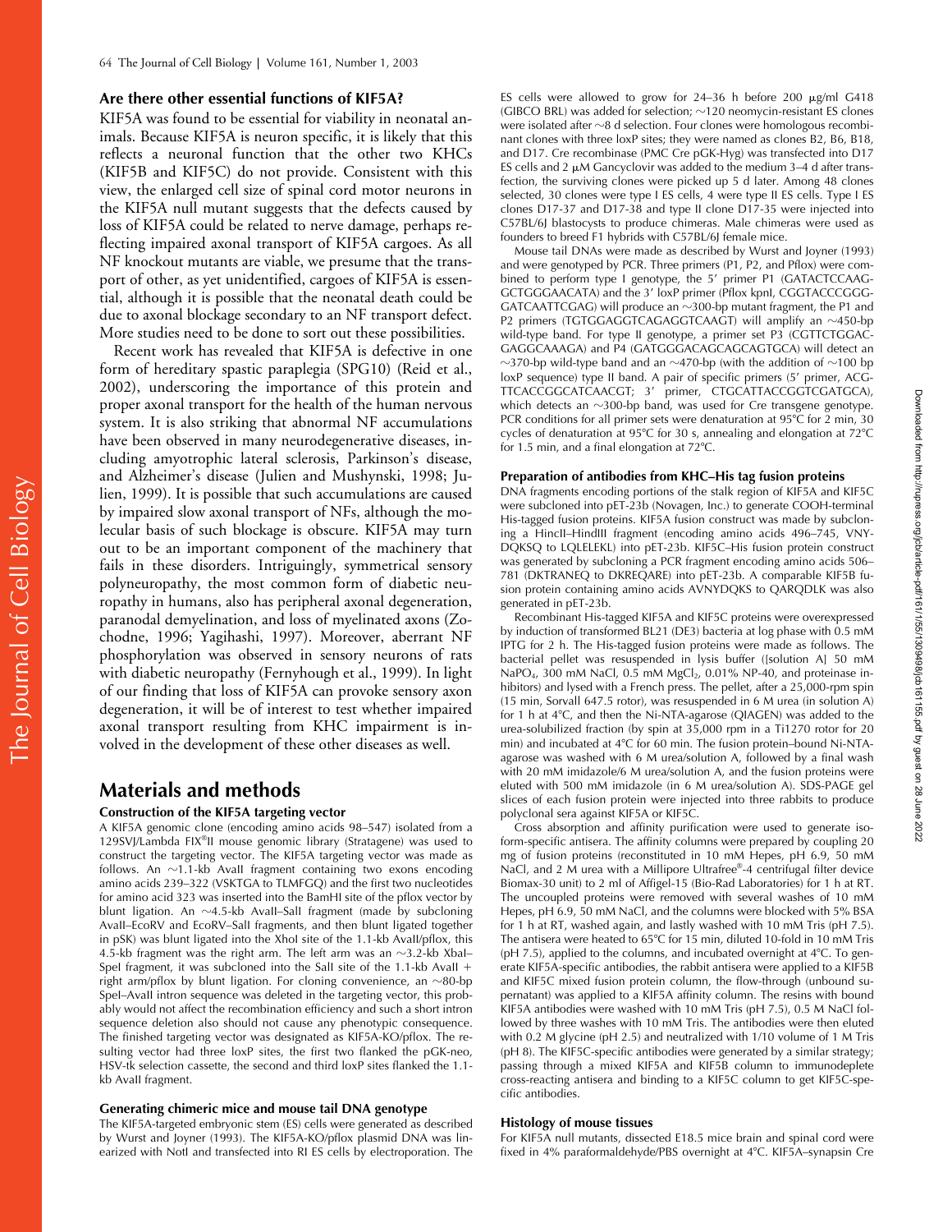### Are there other essential functions of KIF5A?

KIF5A was found to be essential for viability in neonatal animals. Because KIF5A is neuron specific, it is likely that this reflects a neuronal function that the other two KHCs (KIF5B and KIF5C) do not provide. Consistent with this view, the enlarged cell size of spinal cord motor neurons in the KIF5A null mutant suggests that the defects caused by loss of KIF5A could be related to nerve damage, perhaps reflecting impaired axonal transport of KIF5A cargoes. As all NF knockout mutants are viable, we presume that the transport of other, as yet unidentified, cargoes of KIF5A is essential, although it is possible that the neonatal death could be due to axonal blockage secondary to an NF transport defect. More studies need to be done to sort out these possibilities.

Recent work has revealed that KIF5A is defective in one form of hereditary spastic paraplegia (SPG10) (Reid et al., 2002), underscoring the importance of this protein and proper axonal transport for the health of the human nervous system. It is also striking that abnormal NF accumulations have been observed in many neurodegenerative diseases, including amyotrophic lateral sclerosis, Parkinson's disease, and Alzheimer's disease (Julien and Mushynski, 1998; Julien, 1999). It is possible that such accumulations are caused by impaired slow axonal transport of NFs, although the molecular basis of such blockage is obscure. KIF5A may turn out to be an important component of the machinery that fails in these disorders. Intriguingly, symmetrical sensory polyneuropathy, the most common form of diabetic neuropathy in humans, also has peripheral axonal degeneration, paranodal demyelination, and loss of myelinated axons (Zochodne, 1996; Yagihashi, 1997). Moreover, aberrant NF phosphorylation was observed in sensory neurons of rats with diabetic neuropathy (Fernyhough et al., 1999). In light of our finding that loss of KIF5A can provoke sensory axon degeneration, it will be of interest to test whether impaired axonal transport resulting from KHC impairment is involved in the development of these other diseases as well.

## Materials and methods

### Construction of the KIF5A targeting vector

A KIF5A genomic clone (encoding amino acids 98–547) isolated from a 129SVJ/Lambda FIX®II mouse genomic library (Stratagene) was used to construct the targeting vector. The KIF5A targeting vector was made as follows. An ~1.1-kb AvaII fragment containing two exons encoding amino acids 239–322 (VSKTGA to TLMFGQ) and the first two nucleotides for amino acid 323 was inserted into the BamHI site of the pflox vector by blunt ligation. An ~4.5-kb AvaII–SalI fragment (made by subcloning AvaII–EcoRV and EcoRV–SalI fragments, and then blunt ligated together in pSK) was blunt ligated into the XhoI site of the 1.1-kb AvaII/pflox, this 4.5-kb fragment was the right arm. The left arm was an ~3.2-kb XbaI–SpeI fragment, it was subcloned into the SalI site of the 1.1-kb AvaII + right arm/pflox by blunt ligation. For cloning convenience, an ~80-bp SpeI–AvaII intron sequence was deleted in the targeting vector, this probably would not affect the recombination efficiency and such a short intron sequence deletion also should not cause any phenotypic consequence. The finished targeting vector was designated as KIF5A-KO/pflox. The resulting vector had three loxP sites, the first two flanked the pGK-neo, HSV-tk selection cassette, the second and third loxP sites flanked the 1.1-kb AvaII fragment.

### Generating chimeric mice and mouse tail DNA genotype

The KIF5A-targeted embryonic stem (ES) cells were generated as described by Wurst and Joyner (1993). The KIF5A-KO/pflox plasmid DNA was linearized with NotI and transfected into RI ES cells by electroporation. The ES cells were allowed to grow for 24–36 h before 200 μg/ml G418 (GIBCO BRL) was added for selection; ~120 neomycin-resistant ES clones were isolated after ~8 d selection. Four clones were homologous recombinant clones with three loxP sites; they were named as clones B2, B6, B18, and D17. Cre recombinase (PMC Cre pGK-Hyg) was transfected into D17 ES cells and 2 μM Gancyclovir was added to the medium 3–4 d after transfection, the surviving clones were picked up 5 d later. Among 48 clones selected, 30 clones were type I ES cells, 4 were type II ES cells. Type I ES clones D17-37 and D17-38 and type II clone D17-35 were injected into C57BL/6J blastocysts to produce chimeras. Male chimeras were used as founders to breed F1 hybrids with C57BL/6J female mice.

Mouse tail DNAs were made as described by Wurst and Joyner (1993) and were genotyped by PCR. Three primers (P1, P2, and Pflox) were combined to perform type I genotype, the 5′ primer P1 (GATACTCCAAGGCTGGGAACATA) and the 3′ loxP primer (Pflox kpnI, CGGTACCCGGGGATCAATTCGAG) will produce an ~300-bp mutant fragment, the P1 and P2 primers (TGTGGAGGTCAGAGGTCAAGT) will amplify an ~450-bp wild-type band. For type II genotype, a primer set P3 (CGTTCTGGACGAGGGCAAAGA) and P4 (GATGGGACAGCAGCAGTGCA) will detect an ~370-bp wild-type band and an ~470-bp (with the addition of ~100 bp loxP sequence) type II band. A pair of specific primers (5′ primer, ACGTTCACCGGCATCAACGT; 3′ primer, CTGCATTACCGGTCGATGCA), which detects an ~300-bp band, was used for Cre transgene genotype. PCR conditions for all primer sets were denaturation at 95°C for 2 min, 30 cycles of denaturation at 95°C for 30 s, annealing and elongation at 72°C for 1.5 min, and a final elongation at 72°C.

### Preparation of antibodies from KHC–His tag fusion proteins

DNA fragments encoding portions of the stalk region of KIF5A and KIF5C were subcloned into pET-23b (Novagen, Inc.) to generate COOH-terminal His-tagged fusion proteins. KIF5A fusion construct was made by subcloning a HincII–HindIII fragment (encoding amino acids 496–745, VNYDQKSQ to LQLELEKL) into pET-23b. KIF5C–His fusion protein construct was generated by subcloning a PCR fragment encoding amino acids 506–781 (DKTRANEQ to DKREQARE) into pET-23b. A comparable KIF5B fusion protein containing amino acids AVNYDQKS to QARQDLK was also generated in pET-23b.

Recombinant His-tagged KIF5A and KIF5C proteins were overexpressed by induction of transformed BL21 (DE3) bacteria at log phase with 0.5 mM IPTG for 2 h. The His-tagged fusion proteins were made as follows. The bacterial pellet was resuspended in lysis buffer ([solution A] 50 mM $NaPO_4$, 300 mM NaCl, 0.5 mM $MgCl_2$, 0.01% NP-40, and proteinase inhibitors) and lysed with a French press. The pellet, after a 25,000-rpm spin (15 min, Sorvall 647.5 rotor), was resuspended in 6 M urea (in solution A) for 1 h at 4°C, and then the Ni-NTA-agarose (QIAGEN) was added to the urea-solubilized fraction (by spin at 35,000 rpm in a Ti1270 rotor for 20 min) and incubated at 4°C for 60 min. The fusion protein–bound Ni-NTA-agarose was washed with 6 M urea/solution A, followed by a final wash with 20 mM imidazole/6 M urea/solution A, and the fusion proteins were eluted with 500 mM imidazole (in 6 M urea/solution A). SDS-PAGE gel slices of each fusion protein were injected into three rabbits to produce polyclonal sera against KIF5A or KIF5C.

Cross absorption and affinity purification were used to generate isoform-specific antisera. The affinity columns were prepared by coupling 20 mg of fusion proteins (reconstituted in 10 mM Hepes, pH 6.9, 50 mM NaCl, and 2 M urea with a Millipore Ultrafree®-4 centrifugal filter device Biomax-30 unit) to 2 ml of Affigel-15 (Bio-Rad Laboratories) for 1 h at RT. The uncoupled proteins were removed with several washes of 10 mM Hepes, pH 6.9, 50 mM NaCl, and the columns were blocked with 5% BSA for 1 h at RT, washed again, and lastly washed with 10 mM Tris (pH 7.5). The antisera were heated to 65°C for 15 min, diluted 10-fold in 10 mM Tris (pH 7.5), applied to the columns, and incubated overnight at 4°C. To generate KIF5A-specific antibodies, the rabbit antisera were applied to a KIF5B and KIF5C mixed fusion protein column, the flow-through (unbound supernatant) was applied to a KIF5A affinity column. The resins with bound KIF5A antibodies were washed with 10 mM Tris (pH 7.5), 0.5 M NaCl followed by three washes with 10 mM Tris. The antibodies were then eluted with 0.2 M glycine (pH 2.5) and neutralized with 1/10 volume of 1 M Tris (pH 8). The KIF5C-specific antibodies were generated by a similar strategy; passing through a mixed KIF5A and KIF5B column to immunodeplete cross-reacting antisera and binding to a KIF5C column to get KIF5C-specific antibodies.

### Histology of mouse tissues

For KIF5A null mutants, dissected E18.5 mice brain and spinal cord were fixed in 4% paraformaldehyde/PBS overnight at 4°C. KIF5A–synapsin Cre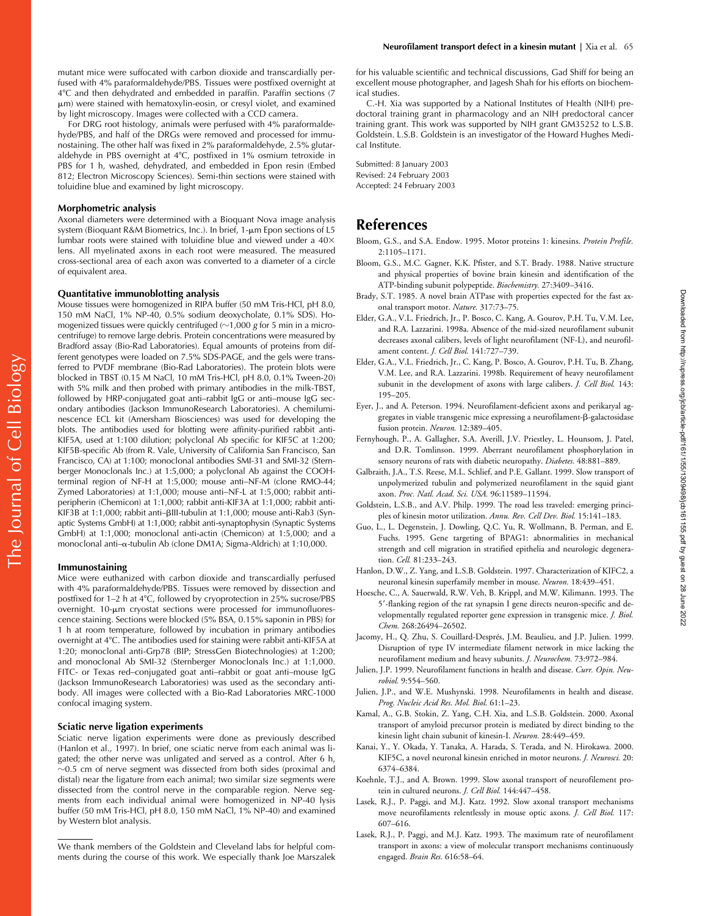mutant mice were suffocated with carbon dioxide and transcardially perfused with 4% paraformaldehyde/PBS. Tissues were postfixed overnight at 4°C and then dehydrated and embedded in paraffin. Paraffin sections (7 μm) were stained with hematoxylin-eosin, or cresyl violet, and examined by light microscopy. Images were collected with a CCD camera.

For DRG root histology, animals were perfused with 4% paraformaldehyde/PBS, and half of the DRGs were removed and processed for immunostaining. The other half was fixed in 2% paraformaldehyde, 2.5% glutaraldehyde in PBS overnight at 4°C, postfixed in 1% osmium tetroxide in PBS for 1 h, washed, dehydrated, and embedded in Epon resin (Embed 812; Electron Microscopy Sciences). Semi-thin sections were stained with toluidine blue and examined by light microscopy.

### Morphometric analysis

Axonal diameters were determined with a Bioquant Nova image analysis system (Bioquant R&M Biometrics, Inc.). In brief, 1-μm Epon sections of L5 lumbar roots were stained with toluidine blue and viewed under a 40× lens. All myelinated axons in each root were measured. The measured cross-sectional area of each axon was converted to a diameter of a circle of equivalent area.

### Quantitative immunoblotting analysis

Mouse tissues were homogenized in RIPA buffer (50 mM Tris-HCl, pH 8.0, 150 mM NaCl, 1% NP-40, 0.5% sodium deoxycholate, 0.1% SDS). Homogenized tissues were quickly centrifuged (~1,000 *g* for 5 min in a microcentrifuge) to remove large debris. Protein concentrations were measured by Bradford assay (Bio-Rad Laboratories). Equal amounts of proteins from different genotypes were loaded on 7.5% SDS-PAGE, and the gels were transferred to PVDF membrane (Bio-Rad Laboratories). The protein blots were blocked in TBST (0.15 M NaCl, 10 mM Tris-HCl, pH 8.0, 0.1% Tween-20) with 5% milk and then probed with primary antibodies in the milk-TBST, followed by HRP-conjugated goat anti–rabbit IgG or anti–mouse IgG secondary antibodies (Jackson ImmunoResearch Laboratories). A chemiluminescence ECL kit (Amersham Biosciences) was used for developing the blots. The antibodies used for blotting were affinity-purified rabbit anti-KIF5A, used at 1:100 dilution; polyclonal Ab specific for KIF5C at 1:200; KIF5B-specific Ab (from R. Vale, University of California San Francisco, San Francisco, CA) at 1:100; monoclonal antibodies SMI-31 and SMI-32 (Sternberger Monoclonals Inc.) at 1:5,000; a polyclonal Ab against the COOH-terminal region of NF-H at 1:5,000; mouse anti–NF-M (clone RMO-44; Zymed Laboratories) at 1:1,000; mouse anti–NF-L at 1:5,000; rabbit anti-peripherin (Chemicon) at 1:1,000; rabbit anti-KIF3A at 1:1,000; rabbit anti-KIF3B at 1:1,000; rabbit anti–βIII-tubulin at 1:1,000; mouse anti-Rab3 (Synaptic Systems GmbH) at 1:1,000; rabbit anti-synaptophysin (Synaptic Systems GmbH) at 1:1,000; monoclonal anti-actin (Chemicon) at 1:5,000; and a monoclonal anti–α-tubulin Ab (clone DM1A; Sigma-Aldrich) at 1:10,000.

### Immunostaining

Mice were euthanized with carbon dioxide and transcardially perfused with 4% paraformaldehyde/PBS. Tissues were removed by dissection and postfixed for 1–2 h at 4°C, followed by cryoprotection in 25% sucrose/PBS overnight. 10-μm cryostat sections were processed for immunofluorescence staining. Sections were blocked (5% BSA, 0.15% saponin in PBS) for 1 h at room temperature, followed by incubation in primary antibodies overnight at 4°C. The antibodies used for staining were rabbit anti-KIF5A at 1:20; monoclonal anti-Grp78 (BIP; StressGen Biotechnologies) at 1:200; and monoclonal Ab SMI-32 (Sternberger Monoclonals Inc.) at 1:1,000. FITC- or Texas red–conjugated goat anti–rabbit or goat anti–mouse IgG (Jackson ImmunoResearch Laboratories) was used as the secondary antibody. All images were collected with a Bio-Rad Laboratories MRC-1000 confocal imaging system.

### Sciatic nerve ligation experiments

Sciatic nerve ligation experiments were done as previously described (Hanlon et al., 1997). In brief, one sciatic nerve from each animal was ligated; the other nerve was unligated and served as a control. After 6 h, ~0.5 cm of nerve segment was dissected from both sides (proximal and distal) near the ligature from each animal; two similar size segments were dissected from the control nerve in the comparable region. Nerve segments from each individual animal were homogenized in NP-40 lysis buffer (50 mM Tris-HCl, pH 8.0, 150 mM NaCl, 1% NP-40) and examined by Western blot analysis.

---

We thank members of the Goldstein and Cleveland labs for helpful comments during the course of this work. We especially thank Joe Marszalek for his valuable scientific and technical discussions, Gad Shiff for being an excellent mouse photographer, and Jagesh Shah for his efforts on biochemical studies.

C.-H. Xia was supported by a National Institutes of Health (NIH) predoctoral training grant in pharmacology and an NIH predoctoral cancer training grant. This work was supported by NIH grant GM35252 to L.S.B. Goldstein. L.S.B. Goldstein is an investigator of the Howard Hughes Medical Institute.

Submitted: 8 January 2003
Revised: 24 February 2003
Accepted: 24 February 2003

## References

Bloom, G.S., and S.A. Endow. 1995. Motor proteins 1: kinesins. *Protein Profile.* 2:1105–1171.

Bloom, G.S., M.C. Gagner, K.K. Pfister, and S.T. Brady. 1988. Native structure and physical properties of bovine brain kinesin and identification of the ATP-binding subunit polypeptide. *Biochemistry.* 27:3409–3416.

Brady, S.T. 1985. A novel brain ATPase with properties expected for the fast axonal transport motor. *Nature.* 317:73–75.

Elder, G.A., V.L. Friedrich, Jr., P. Bosco, C. Kang, A. Gourov, P.H. Tu, V.M. Lee, and R.A. Lazzarini. 1998a. Absence of the mid-sized neurofilament subunit decreases axonal calibers, levels of light neurofilament (NF-L), and neurofilament content. *J. Cell Biol.* 141:727–739.

Elder, G.A., V.L. Friedrich, Jr., C. Kang, P. Bosco, A. Gourov, P.H. Tu, B. Zhang, V.M. Lee, and R.A. Lazzarini. 1998b. Requirement of heavy neurofilament subunit in the development of axons with large calibers. *J. Cell Biol.* 143: 195–205.

Eyer, J., and A. Peterson. 1994. Neurofilament-deficient axons and perikaryal aggregates in viable transgenic mice expressing a neurofilament-β-galactosidase fusion protein. *Neuron.* 12:389–405.

Fernyhough, P., A. Gallagher, S.A. Averill, J.V. Priestley, L. Hounsom, J. Patel, and D.R. Tomlinson. 1999. Aberrant neurofilament phosphorylation in sensory neurons of rats with diabetic neuropathy. *Diabetes.* 48:881–889.

Galbraith, J.A., T.S. Reese, M.L. Schlief, and P.E. Gallant. 1999. Slow transport of unpolymerized tubulin and polymerized neurofilament in the squid giant axon. *Proc. Natl. Acad. Sci. USA.* 96:11589–11594.

Goldstein, L.S.B., and A.V. Philp. 1999. The road less traveled: emerging principles of kinesin motor utilization. *Annu. Rev. Cell Dev. Biol.* 15:141–183.

Guo, L., L. Degenstein, J. Dowling, Q.C. Yu, R. Wollmann, B. Perman, and E. Fuchs. 1995. Gene targeting of BPAG1: abnormalities in mechanical strength and cell migration in stratified epithelia and neurologic degeneration. *Cell.* 81:233–243.

Hanlon, D.W., Z. Yang, and L.S.B. Goldstein. 1997. Characterization of KIFC2, a neuronal kinesin superfamily member in mouse. *Neuron.* 18:439–451.

Hoesche, C., A. Sauerwald, R.W. Veh, B. Krippl, and M.W. Kilimann. 1993. The 5′-flanking region of the rat synapsin I gene directs neuron-specific and developmentally regulated reporter gene expression in transgenic mice. *J. Biol. Chem.* 268:26494–26502.

Jacomy, H., Q. Zhu, S. Couillard-Després, J.M. Beaulieu, and J.P. Julien. 1999. Disruption of type IV intermediate filament network in mice lacking the neurofilament medium and heavy subunits. *J. Neurochem.* 73:972–984.

Julien, J.P. 1999. Neurofilament functions in health and disease. *Curr. Opin. Neurobiol.* 9:554–560.

Julien, J.P., and W.E. Mushynski. 1998. Neurofilaments in health and disease. *Prog. Nucleic Acid Res. Mol. Biol.* 61:1–23.

Kamal, A., G.B. Stokin, Z. Yang, C.H. Xia, and L.S.B. Goldstein. 2000. Axonal transport of amyloid precursor protein is mediated by direct binding to the kinesin light chain subunit of kinesin-I. *Neuron.* 28:449–459.

Kanai, Y., Y. Okada, Y. Tanaka, A. Harada, S. Terada, and N. Hirokawa. 2000. KIF5C, a novel neuronal kinesin enriched in motor neurons. *J. Neurosci.* 20: 6374–6384.

Koehnle, T.J., and A. Brown. 1999. Slow axonal transport of neurofilement protein in cultured neurons. *J. Cell Biol.* 144:447–458.

Lasek, R.J., P. Paggi, and M.J. Katz. 1992. Slow axonal transport mechanisms move neurofilaments relentlessly in mouse optic axons. *J. Cell Biol.* 117: 607–616.

Lasek, R.J., P. Paggi, and M.J. Katz. 1993. The maximum rate of neurofilament transport in axons: a view of molecular transport mechanisms continuously engaged. *Brain Res.* 616:58–64.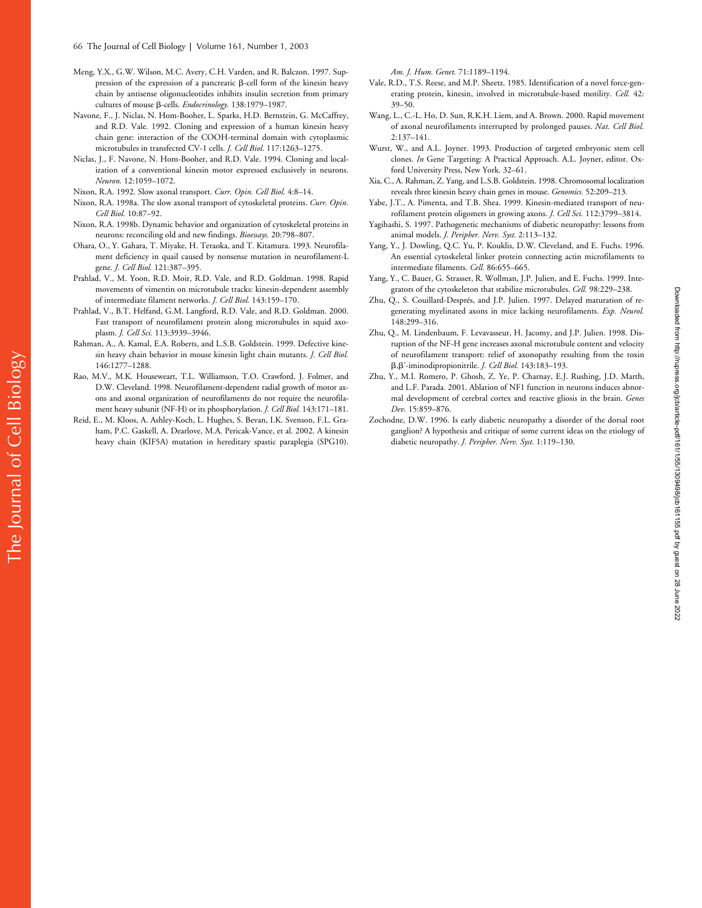Meng, Y.X., G.W. Wilson, M.C. Avery, C.H. Varden, and R. Balczon. 1997. Suppression of the expression of a pancreatic β-cell form of the kinesin heavy chain by antisense oligonucleotides inhibits insulin secretion from primary cultures of mouse β-cells. *Endocrinology.* 138:1979–1987.

Navone, F., J. Niclas, N. Hom-Booher, L. Sparks, H.D. Bernstein, G. McCaffrey, and R.D. Vale. 1992. Cloning and expression of a human kinesin heavy chain gene: interaction of the COOH-terminal domain with cytoplasmic microtubules in transfected CV-1 cells. *J. Cell Biol.* 117:1263–1275.

Niclas, J., F. Navone, N. Hom-Booher, and R.D. Vale. 1994. Cloning and localization of a conventional kinesin motor expressed exclusively in neurons. *Neuron.* 12:1059–1072.

Nixon, R.A. 1992. Slow axonal transport. *Curr. Opin. Cell Biol.* 4:8–14.

Nixon, R.A. 1998a. The slow axonal transport of cytoskeletal proteins. *Curr. Opin. Cell Biol.* 10:87–92.

Nixon, R.A. 1998b. Dynamic behavior and organization of cytoskeletal proteins in neurons: reconciling old and new findings. *Bioessays.* 20:798–807.

Ohara, O., Y. Gahara, T. Miyake, H. Teraoka, and T. Kitamura. 1993. Neurofilament deficiency in quail caused by nonsense mutation in neurofilament-L gene. *J. Cell Biol.* 121:387–395.

Prahlad, V., M. Yoon, R.D. Moir, R.D. Vale, and R.D. Goldman. 1998. Rapid movements of vimentin on microtubule tracks: kinesin-dependent assembly of intermediate filament networks. *J. Cell Biol.* 143:159–170.

Prahlad, V., B.T. Helfand, G.M. Langford, R.D. Vale, and R.D. Goldman. 2000. Fast transport of neurofilament protein along microtubules in squid axoplasm. *J. Cell Sci.* 113:3939–3946.

Rahman, A., A. Kamal, E.A. Roberts, and L.S.B. Goldstein. 1999. Defective kinesin heavy chain behavior in mouse kinesin light chain mutants. *J. Cell Biol.* 146:1277–1288.

Rao, M.V., M.K. Houseweart, T.L. Williamson, T.O. Crawford, J. Folmer, and D.W. Cleveland. 1998. Neurofilament-dependent radial growth of motor axons and axonal organization of neurofilaments do not require the neurofilament heavy subunit (NF-H) or its phosphorylation. *J. Cell Biol.* 143:171–181.

Reid, E., M. Kloos, A. Ashley-Koch, L. Hughes, S. Bevan, I.K. Svenson, F.L. Graham, P.C. Gaskell, A. Dearlove, M.A. Pericak-Vance, et al. 2002. A kinesin heavy chain (KIF5A) mutation in hereditary spastic paraplegia (SPG10). *Am. J. Hum. Genet.* 71:1189–1194.

Vale, R.D., T.S. Reese, and M.P. Sheetz. 1985. Identification of a novel force-generating protein, kinesin, involved in microtubule-based motility. *Cell.* 42:39–50.

Wang, L., C.-L. Ho, D. Sun, R.K.H. Liem, and A. Brown. 2000. Rapid movement of axonal neurofilaments interrupted by prolonged pauses. *Nat. Cell Biol.* 2:137–141.

Wurst, W., and A.L. Joyner. 1993. Production of targeted embryonic stem cell clones. *In* Gene Targeting: A Practical Approach. A.L. Joyner, editor. Oxford University Press, New York. 32–61.

Xia, C., A. Rahman, Z. Yang, and L.S.B. Goldstein. 1998. Chromosomal localization reveals three kinesin heavy chain genes in mouse. *Genomics.* 52:209–213.

Yabe, J.T., A. Pimenta, and T.B. Shea. 1999. Kinesin-mediated transport of neurofilament protein oligomers in growing axons. *J. Cell Sci.* 112:3799–3814.

Yagihashi, S. 1997. Pathogenetic mechanisms of diabetic neuropathy: lessons from animal models. *J. Peripher. Nerv. Syst.* 2:113–132.

Yang, Y., J. Dowling, Q.C. Yu, P. Kouklis, D.W. Cleveland, and E. Fuchs. 1996. An essential cytoskeletal linker protein connecting actin microfilaments to intermediate filaments. *Cell.* 86:655–665.

Yang, Y., C. Bauer, G. Strasser, R. Wollman, J.P. Julien, and E. Fuchs. 1999. Integrators of the cytoskeleton that stabilize microtubules. *Cell.* 98:229–238.

Zhu, Q., S. Couillard-Després, and J.P. Julien. 1997. Delayed maturation of regenerating myelinated axons in mice lacking neurofilaments. *Exp. Neurol.* 148:299–316.

Zhu, Q., M. Lindenbaum, F. Levavasseur, H. Jacomy, and J.P. Julien. 1998. Disruption of the NF-H gene increases axonal microtubule content and velocity of neurofilament transport: relief of axonopathy resulting from the toxin β,β'-iminodipropionitrile. *J. Cell Biol.* 143:183–193.

Zhu, Y., M.I. Romero, P. Ghosh, Z. Ye, P. Charnay, E.J. Rushing, J.D. Marth, and L.F. Parada. 2001. Ablation of NF1 function in neurons induces abnormal development of cerebral cortex and reactive gliosis in the brain. *Genes Dev.* 15:859–876.

Zochodne, D.W. 1996. Is early diabetic neuropathy a disorder of the dorsal root ganglion? A hypothesis and critique of some current ideas on the etiology of diabetic neuropathy. *J. Peripher. Nerv. Syst.* 1:119–130.